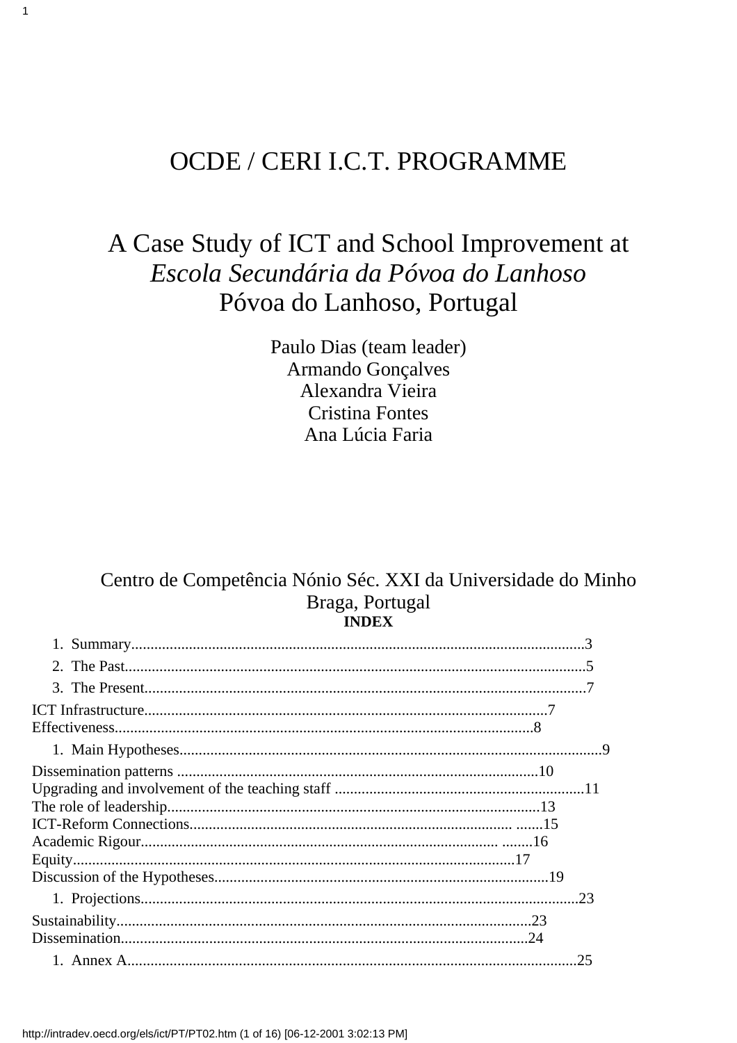# OCDE / CERI I.C.T. PROGRAMME

## A Case Study of ICT and School Improvement at *Escola Secundária da Póvoa do Lanhoso* Póvoa do Lanhoso, Portugal

Paulo Dias (team leader)
Armando Gonçalves
Alexandra Vieira
Cristina Fontes
Ana Lúcia Faria

Centro de Competência Nónio Séc. XXI da Universidade do Minho
Braga, Portugal

**INDEX**

1. Summary.....................................................................................................................3
2. The Past.......................................................................................................................5
3. The Present..................................................................................................................7

ICT Infrastructure......................................................................................................7
Effectiveness............................................................................................................8

1. Main Hypotheses............................................................................................................9

Dissemination patterns .............................................................................................10
Upgrading and involvement of the teaching staff .................................................................11
The role of leadership...............................................................................................13
ICT-Reform Connections................................................................................... .......15
Academic Rigour............................................................................................ ........16
Equity..................................................................................................................17
Discussion of the Hypotheses.....................................................................................19

1. Projections.................................................................................................................23

Sustainability...........................................................................................................23
Dissemination..........................................................................................................24

1. Annex A.....................................................................................................................25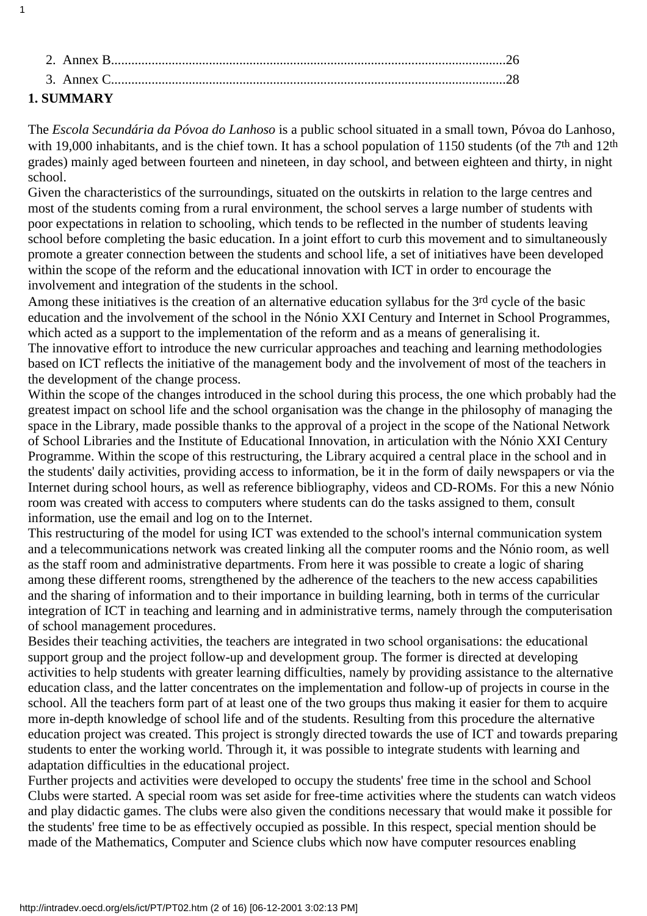2. Annex B......................................................................................................................26
3. Annex C......................................................................................................................28

## 1. SUMMARY

The *Escola Secundária da Póvoa do Lanhoso* is a public school situated in a small town, Póvoa do Lanhoso, with 19,000 inhabitants, and is the chief town. It has a school population of 1150 students (of the 7th and 12th grades) mainly aged between fourteen and nineteen, in day school, and between eighteen and thirty, in night school.

Given the characteristics of the surroundings, situated on the outskirts in relation to the large centres and most of the students coming from a rural environment, the school serves a large number of students with poor expectations in relation to schooling, which tends to be reflected in the number of students leaving school before completing the basic education. In a joint effort to curb this movement and to simultaneously promote a greater connection between the students and school life, a set of initiatives have been developed within the scope of the reform and the educational innovation with ICT in order to encourage the involvement and integration of the students in the school.

Among these initiatives is the creation of an alternative education syllabus for the 3rd cycle of the basic education and the involvement of the school in the Nónio XXI Century and Internet in School Programmes, which acted as a support to the implementation of the reform and as a means of generalising it.

The innovative effort to introduce the new curricular approaches and teaching and learning methodologies based on ICT reflects the initiative of the management body and the involvement of most of the teachers in the development of the change process.

Within the scope of the changes introduced in the school during this process, the one which probably had the greatest impact on school life and the school organisation was the change in the philosophy of managing the space in the Library, made possible thanks to the approval of a project in the scope of the National Network of School Libraries and the Institute of Educational Innovation, in articulation with the Nónio XXI Century Programme. Within the scope of this restructuring, the Library acquired a central place in the school and in the students' daily activities, providing access to information, be it in the form of daily newspapers or via the Internet during school hours, as well as reference bibliography, videos and CD-ROMs. For this a new Nónio room was created with access to computers where students can do the tasks assigned to them, consult information, use the email and log on to the Internet.

This restructuring of the model for using ICT was extended to the school's internal communication system and a telecommunications network was created linking all the computer rooms and the Nónio room, as well as the staff room and administrative departments. From here it was possible to create a logic of sharing among these different rooms, strengthened by the adherence of the teachers to the new access capabilities and the sharing of information and to their importance in building learning, both in terms of the curricular integration of ICT in teaching and learning and in administrative terms, namely through the computerisation of school management procedures.

Besides their teaching activities, the teachers are integrated in two school organisations: the educational support group and the project follow-up and development group. The former is directed at developing activities to help students with greater learning difficulties, namely by providing assistance to the alternative education class, and the latter concentrates on the implementation and follow-up of projects in course in the school. All the teachers form part of at least one of the two groups thus making it easier for them to acquire more in-depth knowledge of school life and of the students. Resulting from this procedure the alternative education project was created. This project is strongly directed towards the use of ICT and towards preparing students to enter the working world. Through it, it was possible to integrate students with learning and adaptation difficulties in the educational project.

Further projects and activities were developed to occupy the students' free time in the school and School Clubs were started. A special room was set aside for free-time activities where the students can watch videos and play didactic games. The clubs were also given the conditions necessary that would make it possible for the students' free time to be as effectively occupied as possible. In this respect, special mention should be made of the Mathematics, Computer and Science clubs which now have computer resources enabling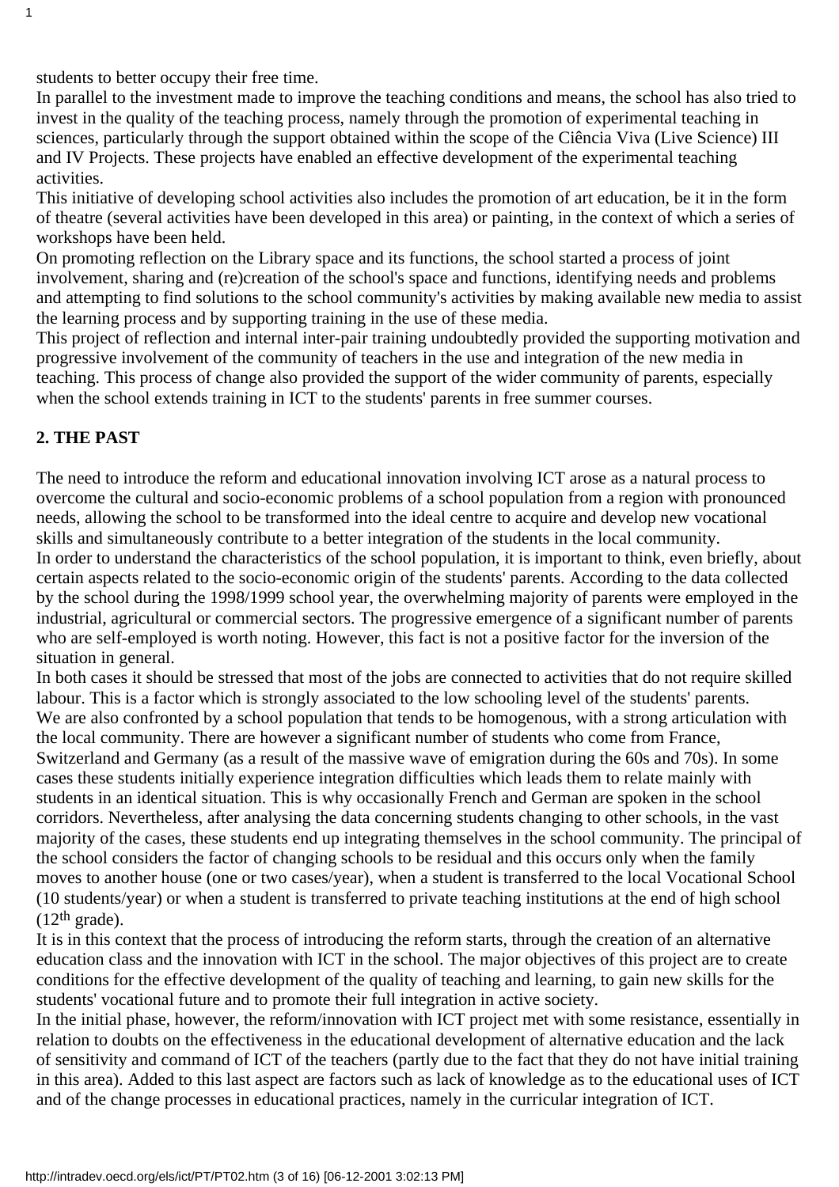students to better occupy their free time.

In parallel to the investment made to improve the teaching conditions and means, the school has also tried to invest in the quality of the teaching process, namely through the promotion of experimental teaching in sciences, particularly through the support obtained within the scope of the Ciência Viva (Live Science) III and IV Projects. These projects have enabled an effective development of the experimental teaching activities.

This initiative of developing school activities also includes the promotion of art education, be it in the form of theatre (several activities have been developed in this area) or painting, in the context of which a series of workshops have been held.

On promoting reflection on the Library space and its functions, the school started a process of joint involvement, sharing and (re)creation of the school's space and functions, identifying needs and problems and attempting to find solutions to the school community's activities by making available new media to assist the learning process and by supporting training in the use of these media.

This project of reflection and internal inter-pair training undoubtedly provided the supporting motivation and progressive involvement of the community of teachers in the use and integration of the new media in teaching. This process of change also provided the support of the wider community of parents, especially when the school extends training in ICT to the students' parents in free summer courses.

## 2. THE PAST

The need to introduce the reform and educational innovation involving ICT arose as a natural process to overcome the cultural and socio-economic problems of a school population from a region with pronounced needs, allowing the school to be transformed into the ideal centre to acquire and develop new vocational skills and simultaneously contribute to a better integration of the students in the local community.

In order to understand the characteristics of the school population, it is important to think, even briefly, about certain aspects related to the socio-economic origin of the students' parents. According to the data collected by the school during the 1998/1999 school year, the overwhelming majority of parents were employed in the industrial, agricultural or commercial sectors. The progressive emergence of a significant number of parents who are self-employed is worth noting. However, this fact is not a positive factor for the inversion of the situation in general.

In both cases it should be stressed that most of the jobs are connected to activities that do not require skilled labour. This is a factor which is strongly associated to the low schooling level of the students' parents.

We are also confronted by a school population that tends to be homogenous, with a strong articulation with the local community. There are however a significant number of students who come from France, Switzerland and Germany (as a result of the massive wave of emigration during the 60s and 70s). In some cases these students initially experience integration difficulties which leads them to relate mainly with students in an identical situation. This is why occasionally French and German are spoken in the school corridors. Nevertheless, after analysing the data concerning students changing to other schools, in the vast majority of the cases, these students end up integrating themselves in the school community. The principal of the school considers the factor of changing schools to be residual and this occurs only when the family moves to another house (one or two cases/year), when a student is transferred to the local Vocational School (10 students/year) or when a student is transferred to private teaching institutions at the end of high school (12th grade).

It is in this context that the process of introducing the reform starts, through the creation of an alternative education class and the innovation with ICT in the school. The major objectives of this project are to create conditions for the effective development of the quality of teaching and learning, to gain new skills for the students' vocational future and to promote their full integration in active society.

In the initial phase, however, the reform/innovation with ICT project met with some resistance, essentially in relation to doubts on the effectiveness in the educational development of alternative education and the lack of sensitivity and command of ICT of the teachers (partly due to the fact that they do not have initial training in this area). Added to this last aspect are factors such as lack of knowledge as to the educational uses of ICT and of the change processes in educational practices, namely in the curricular integration of ICT.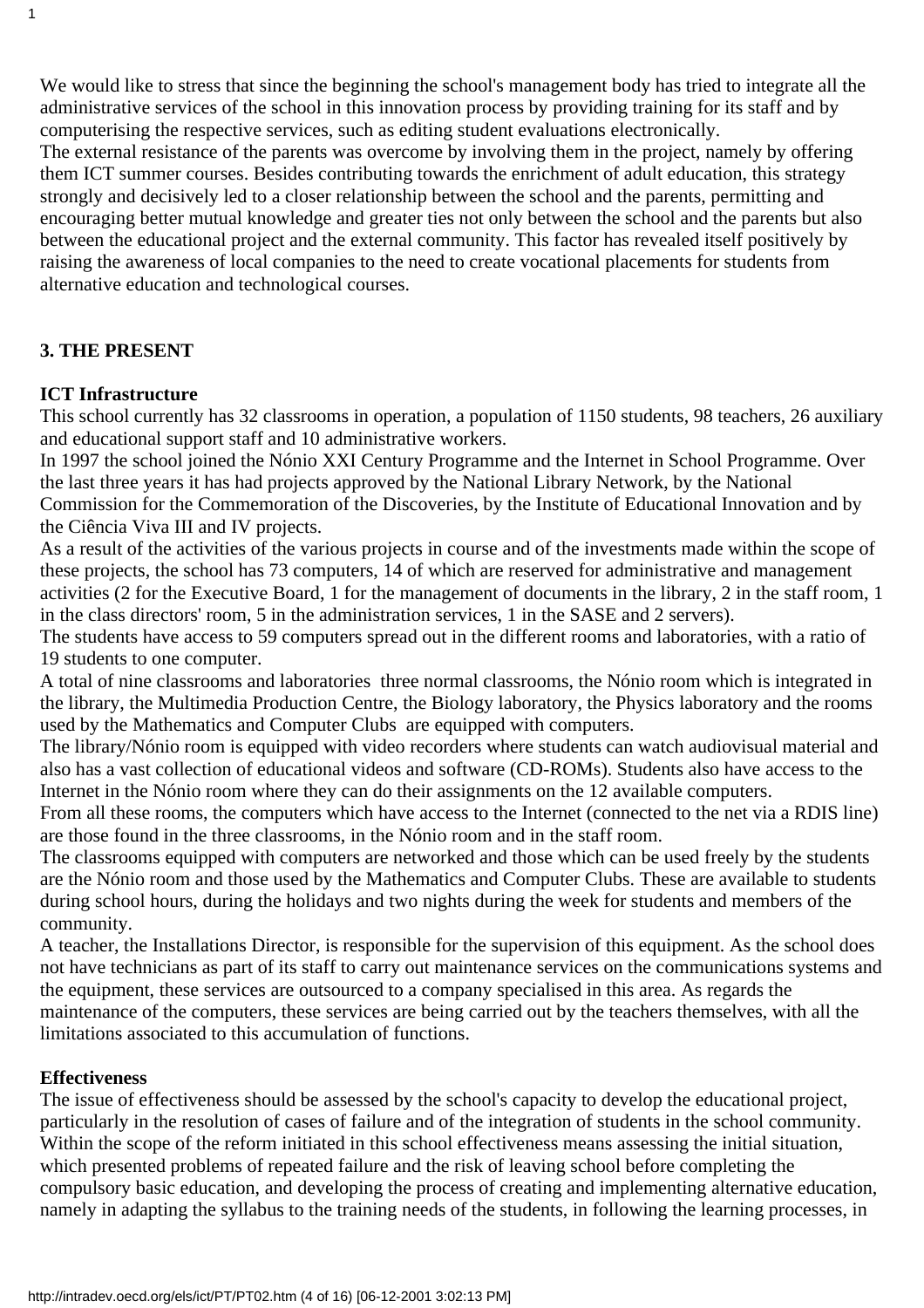We would like to stress that since the beginning the school's management body has tried to integrate all the administrative services of the school in this innovation process by providing training for its staff and by computerising the respective services, such as editing student evaluations electronically.
The external resistance of the parents was overcome by involving them in the project, namely by offering them ICT summer courses. Besides contributing towards the enrichment of adult education, this strategy strongly and decisively led to a closer relationship between the school and the parents, permitting and encouraging better mutual knowledge and greater ties not only between the school and the parents but also between the educational project and the external community. This factor has revealed itself positively by raising the awareness of local companies to the need to create vocational placements for students from alternative education and technological courses.

## 3. THE PRESENT

### ICT Infrastructure

This school currently has 32 classrooms in operation, a population of 1150 students, 98 teachers, 26 auxiliary and educational support staff and 10 administrative workers.
In 1997 the school joined the Nónio XXI Century Programme and the Internet in School Programme. Over the last three years it has had projects approved by the National Library Network, by the National Commission for the Commemoration of the Discoveries, by the Institute of Educational Innovation and by the Ciência Viva III and IV projects.
As a result of the activities of the various projects in course and of the investments made within the scope of these projects, the school has 73 computers, 14 of which are reserved for administrative and management activities (2 for the Executive Board, 1 for the management of documents in the library, 2 in the staff room, 1 in the class directors' room, 5 in the administration services, 1 in the SASE and 2 servers).
The students have access to 59 computers spread out in the different rooms and laboratories, with a ratio of 19 students to one computer.
A total of nine classrooms and laboratories three normal classrooms, the Nónio room which is integrated in the library, the Multimedia Production Centre, the Biology laboratory, the Physics laboratory and the rooms used by the Mathematics and Computer Clubs are equipped with computers.
The library/Nónio room is equipped with video recorders where students can watch audiovisual material and also has a vast collection of educational videos and software (CD-ROMs). Students also have access to the Internet in the Nónio room where they can do their assignments on the 12 available computers.
From all these rooms, the computers which have access to the Internet (connected to the net via a RDIS line) are those found in the three classrooms, in the Nónio room and in the staff room.
The classrooms equipped with computers are networked and those which can be used freely by the students are the Nónio room and those used by the Mathematics and Computer Clubs. These are available to students during school hours, during the holidays and two nights during the week for students and members of the community.
A teacher, the Installations Director, is responsible for the supervision of this equipment. As the school does not have technicians as part of its staff to carry out maintenance services on the communications systems and the equipment, these services are outsourced to a company specialised in this area. As regards the maintenance of the computers, these services are being carried out by the teachers themselves, with all the limitations associated to this accumulation of functions.

### Effectiveness

The issue of effectiveness should be assessed by the school's capacity to develop the educational project, particularly in the resolution of cases of failure and of the integration of students in the school community. Within the scope of the reform initiated in this school effectiveness means assessing the initial situation, which presented problems of repeated failure and the risk of leaving school before completing the compulsory basic education, and developing the process of creating and implementing alternative education, namely in adapting the syllabus to the training needs of the students, in following the learning processes, in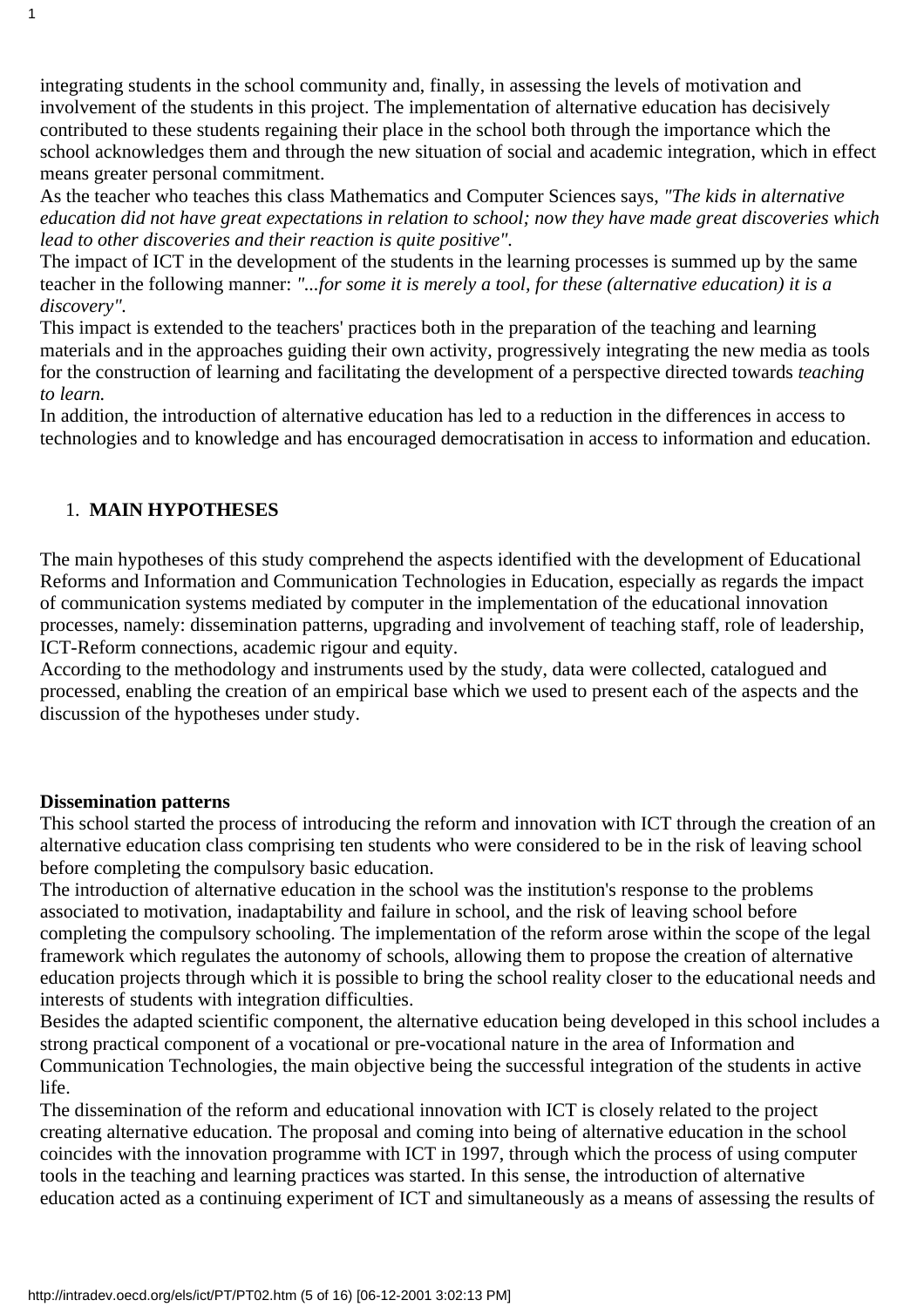integrating students in the school community and, finally, in assessing the levels of motivation and involvement of the students in this project. The implementation of alternative education has decisively contributed to these students regaining their place in the school both through the importance which the school acknowledges them and through the new situation of social and academic integration, which in effect means greater personal commitment.

As the teacher who teaches this class Mathematics and Computer Sciences says, *"The kids in alternative education did not have great expectations in relation to school; now they have made great discoveries which lead to other discoveries and their reaction is quite positive"*.

The impact of ICT in the development of the students in the learning processes is summed up by the same teacher in the following manner: *"...for some it is merely a tool, for these (alternative education) it is a discovery"*.

This impact is extended to the teachers' practices both in the preparation of the teaching and learning materials and in the approaches guiding their own activity, progressively integrating the new media as tools for the construction of learning and facilitating the development of a perspective directed towards *teaching to learn.*

In addition, the introduction of alternative education has led to a reduction in the differences in access to technologies and to knowledge and has encouraged democratisation in access to information and education.

1. **MAIN HYPOTHESES**

The main hypotheses of this study comprehend the aspects identified with the development of Educational Reforms and Information and Communication Technologies in Education, especially as regards the impact of communication systems mediated by computer in the implementation of the educational innovation processes, namely: dissemination patterns, upgrading and involvement of teaching staff, role of leadership, ICT-Reform connections, academic rigour and equity.

According to the methodology and instruments used by the study, data were collected, catalogued and processed, enabling the creation of an empirical base which we used to present each of the aspects and the discussion of the hypotheses under study.

**Dissemination patterns**

This school started the process of introducing the reform and innovation with ICT through the creation of an alternative education class comprising ten students who were considered to be in the risk of leaving school before completing the compulsory basic education.

The introduction of alternative education in the school was the institution's response to the problems associated to motivation, inadaptability and failure in school, and the risk of leaving school before completing the compulsory schooling. The implementation of the reform arose within the scope of the legal framework which regulates the autonomy of schools, allowing them to propose the creation of alternative education projects through which it is possible to bring the school reality closer to the educational needs and interests of students with integration difficulties.

Besides the adapted scientific component, the alternative education being developed in this school includes a strong practical component of a vocational or pre-vocational nature in the area of Information and Communication Technologies, the main objective being the successful integration of the students in active life.

The dissemination of the reform and educational innovation with ICT is closely related to the project creating alternative education. The proposal and coming into being of alternative education in the school coincides with the innovation programme with ICT in 1997, through which the process of using computer tools in the teaching and learning practices was started. In this sense, the introduction of alternative education acted as a continuing experiment of ICT and simultaneously as a means of assessing the results of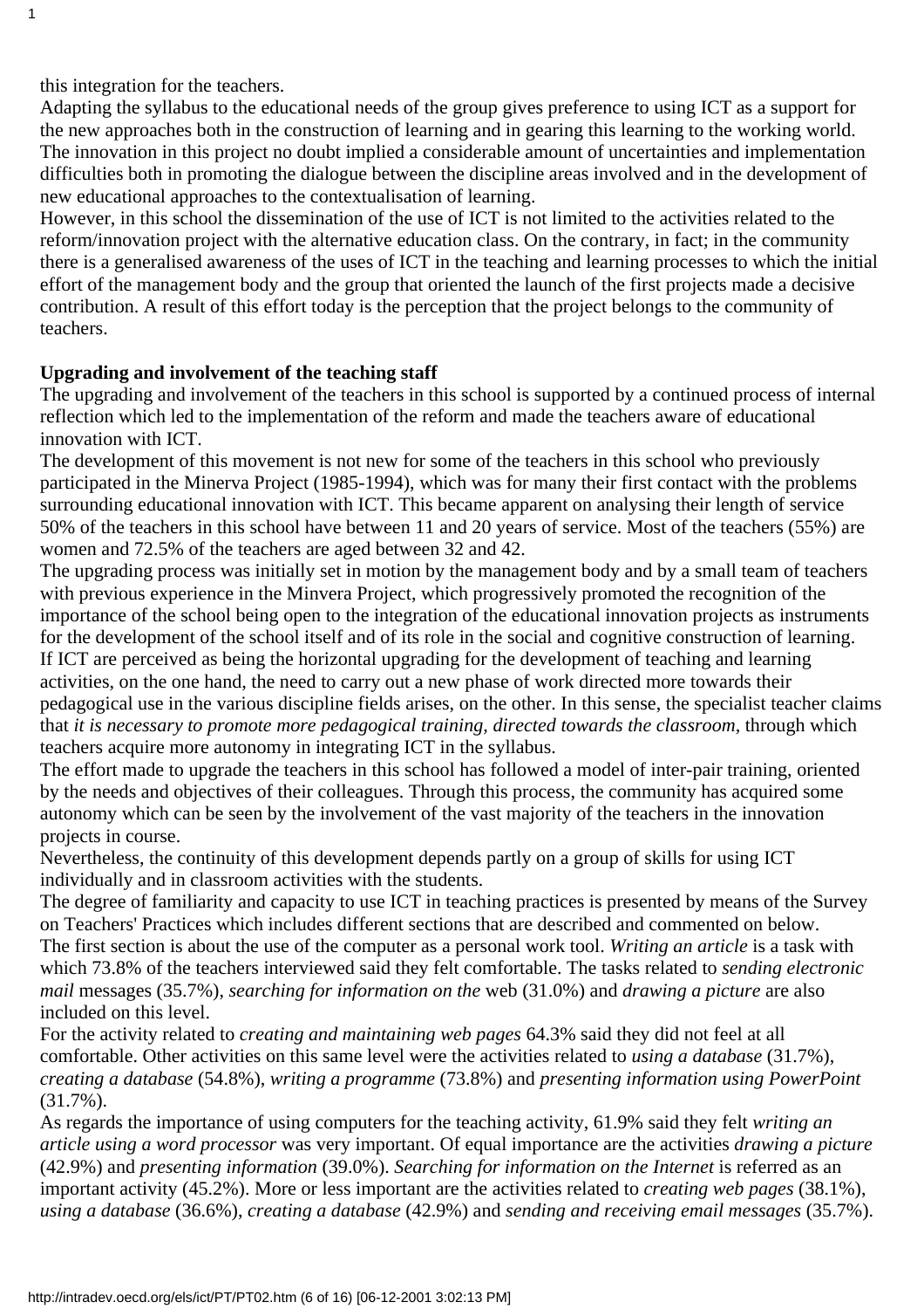this integration for the teachers.

Adapting the syllabus to the educational needs of the group gives preference to using ICT as a support for the new approaches both in the construction of learning and in gearing this learning to the working world. The innovation in this project no doubt implied a considerable amount of uncertainties and implementation difficulties both in promoting the dialogue between the discipline areas involved and in the development of new educational approaches to the contextualisation of learning.

However, in this school the dissemination of the use of ICT is not limited to the activities related to the reform/innovation project with the alternative education class. On the contrary, in fact; in the community there is a generalised awareness of the uses of ICT in the teaching and learning processes to which the initial effort of the management body and the group that oriented the launch of the first projects made a decisive contribution. A result of this effort today is the perception that the project belongs to the community of teachers.

**Upgrading and involvement of the teaching staff**

The upgrading and involvement of the teachers in this school is supported by a continued process of internal reflection which led to the implementation of the reform and made the teachers aware of educational innovation with ICT.

The development of this movement is not new for some of the teachers in this school who previously participated in the Minerva Project (1985-1994), which was for many their first contact with the problems surrounding educational innovation with ICT. This became apparent on analysing their length of service 50% of the teachers in this school have between 11 and 20 years of service. Most of the teachers (55%) are women and 72.5% of the teachers are aged between 32 and 42.

The upgrading process was initially set in motion by the management body and by a small team of teachers with previous experience in the Minvera Project, which progressively promoted the recognition of the importance of the school being open to the integration of the educational innovation projects as instruments for the development of the school itself and of its role in the social and cognitive construction of learning.

If ICT are perceived as being the horizontal upgrading for the development of teaching and learning activities, on the one hand, the need to carry out a new phase of work directed more towards their pedagogical use in the various discipline fields arises, on the other. In this sense, the specialist teacher claims that *it is necessary to promote more pedagogical training, directed towards the classroom*, through which teachers acquire more autonomy in integrating ICT in the syllabus.

The effort made to upgrade the teachers in this school has followed a model of inter-pair training, oriented by the needs and objectives of their colleagues. Through this process, the community has acquired some autonomy which can be seen by the involvement of the vast majority of the teachers in the innovation projects in course.

Nevertheless, the continuity of this development depends partly on a group of skills for using ICT individually and in classroom activities with the students.

The degree of familiarity and capacity to use ICT in teaching practices is presented by means of the Survey on Teachers' Practices which includes different sections that are described and commented on below.

The first section is about the use of the computer as a personal work tool. *Writing an article* is a task with which 73.8% of the teachers interviewed said they felt comfortable. The tasks related to *sending electronic mail* messages (35.7%), *searching for information on the* web (31.0%) and *drawing a picture* are also included on this level.

For the activity related to *creating and maintaining web pages* 64.3% said they did not feel at all comfortable. Other activities on this same level were the activities related to *using a database* (31.7%), *creating a database* (54.8%), *writing a programme* (73.8%) and *presenting information using PowerPoint* (31.7%).

As regards the importance of using computers for the teaching activity, 61.9% said they felt *writing an article using a word processor* was very important. Of equal importance are the activities *drawing a picture* (42.9%) and *presenting information* (39.0%). *Searching for information on the Internet* is referred as an important activity (45.2%). More or less important are the activities related to *creating web pages* (38.1%), *using a database* (36.6%), *creating a database* (42.9%) and *sending and receiving email messages* (35.7%).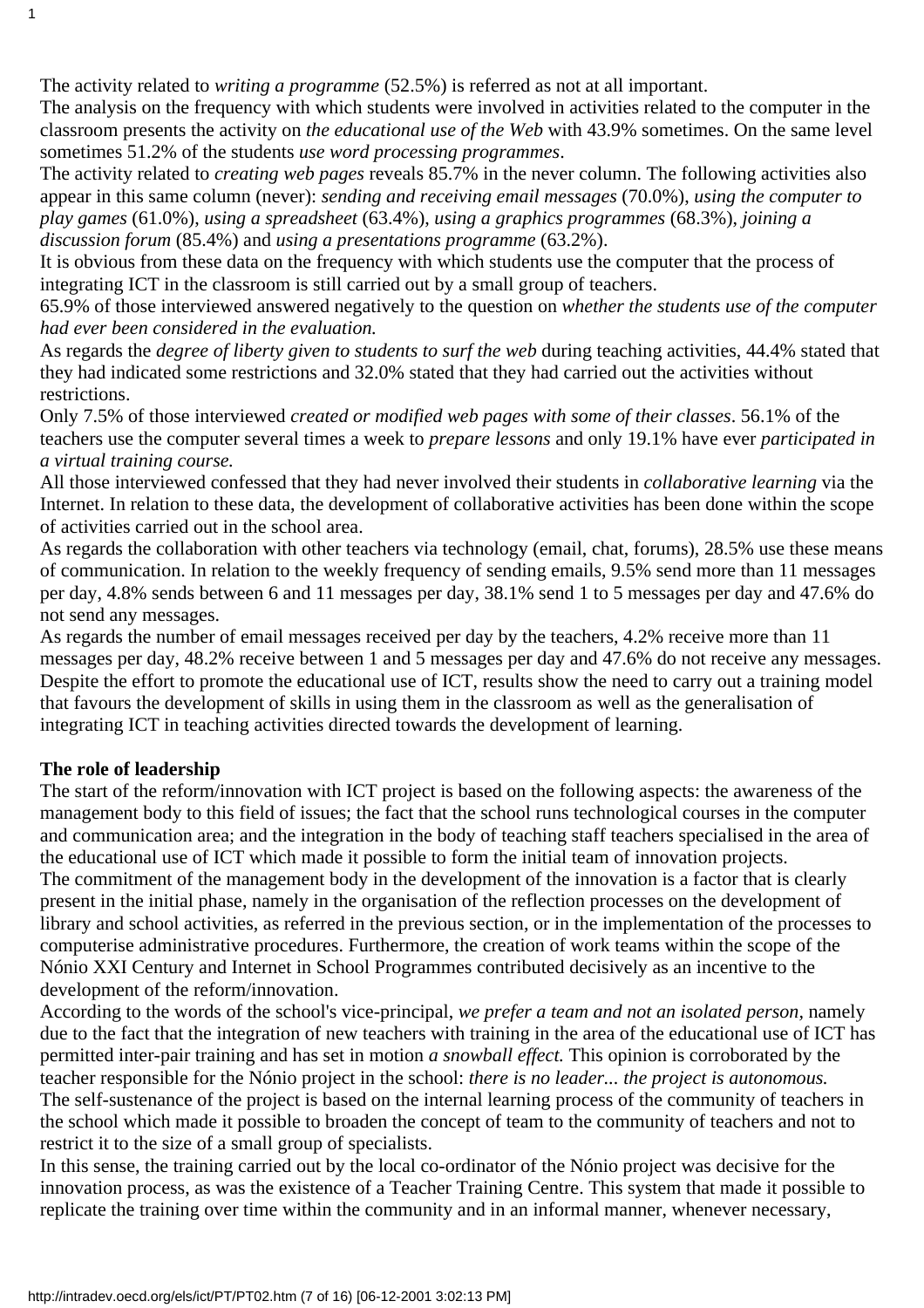The activity related to *writing a programme* (52.5%) is referred as not at all important.
The analysis on the frequency with which students were involved in activities related to the computer in the classroom presents the activity on *the educational use of the Web* with 43.9% sometimes. On the same level sometimes 51.2% of the students *use word processing programmes*.
The activity related to *creating web pages* reveals 85.7% in the never column. The following activities also appear in this same column (never): *sending and receiving email messages* (70.0%), *using the computer to play games* (61.0%), *using a spreadsheet* (63.4%), *using a graphics programmes* (68.3%), *joining a discussion forum* (85.4%) and *using a presentations programme* (63.2%).
It is obvious from these data on the frequency with which students use the computer that the process of integrating ICT in the classroom is still carried out by a small group of teachers.
65.9% of those interviewed answered negatively to the question on *whether the students use of the computer had ever been considered in the evaluation.*
As regards the *degree of liberty given to students to surf the web* during teaching activities, 44.4% stated that they had indicated some restrictions and 32.0% stated that they had carried out the activities without restrictions.
Only 7.5% of those interviewed *created or modified web pages with some of their classes*. 56.1% of the teachers use the computer several times a week to *prepare lessons* and only 19.1% have ever *participated in a virtual training course.*
All those interviewed confessed that they had never involved their students in *collaborative learning* via the Internet. In relation to these data, the development of collaborative activities has been done within the scope of activities carried out in the school area.
As regards the collaboration with other teachers via technology (email, chat, forums), 28.5% use these means of communication. In relation to the weekly frequency of sending emails, 9.5% send more than 11 messages per day, 4.8% sends between 6 and 11 messages per day, 38.1% send 1 to 5 messages per day and 47.6% do not send any messages.
As regards the number of email messages received per day by the teachers, 4.2% receive more than 11 messages per day, 48.2% receive between 1 and 5 messages per day and 47.6% do not receive any messages.
Despite the effort to promote the educational use of ICT, results show the need to carry out a training model that favours the development of skills in using them in the classroom as well as the generalisation of integrating ICT in teaching activities directed towards the development of learning.

**The role of leadership**

The start of the reform/innovation with ICT project is based on the following aspects: the awareness of the management body to this field of issues; the fact that the school runs technological courses in the computer and communication area; and the integration in the body of teaching staff teachers specialised in the area of the educational use of ICT which made it possible to form the initial team of innovation projects.
The commitment of the management body in the development of the innovation is a factor that is clearly present in the initial phase, namely in the organisation of the reflection processes on the development of library and school activities, as referred in the previous section, or in the implementation of the processes to computerise administrative procedures. Furthermore, the creation of work teams within the scope of the Nónio XXI Century and Internet in School Programmes contributed decisively as an incentive to the development of the reform/innovation.
According to the words of the school's vice-principal, *we prefer a team and not an isolated person,* namely due to the fact that the integration of new teachers with training in the area of the educational use of ICT has permitted inter-pair training and has set in motion *a snowball effect.* This opinion is corroborated by the teacher responsible for the Nónio project in the school: *there is no leader... the project is autonomous.*
The self-sustenance of the project is based on the internal learning process of the community of teachers in the school which made it possible to broaden the concept of team to the community of teachers and not to restrict it to the size of a small group of specialists.
In this sense, the training carried out by the local co-ordinator of the Nónio project was decisive for the innovation process, as was the existence of a Teacher Training Centre. This system that made it possible to replicate the training over time within the community and in an informal manner, whenever necessary,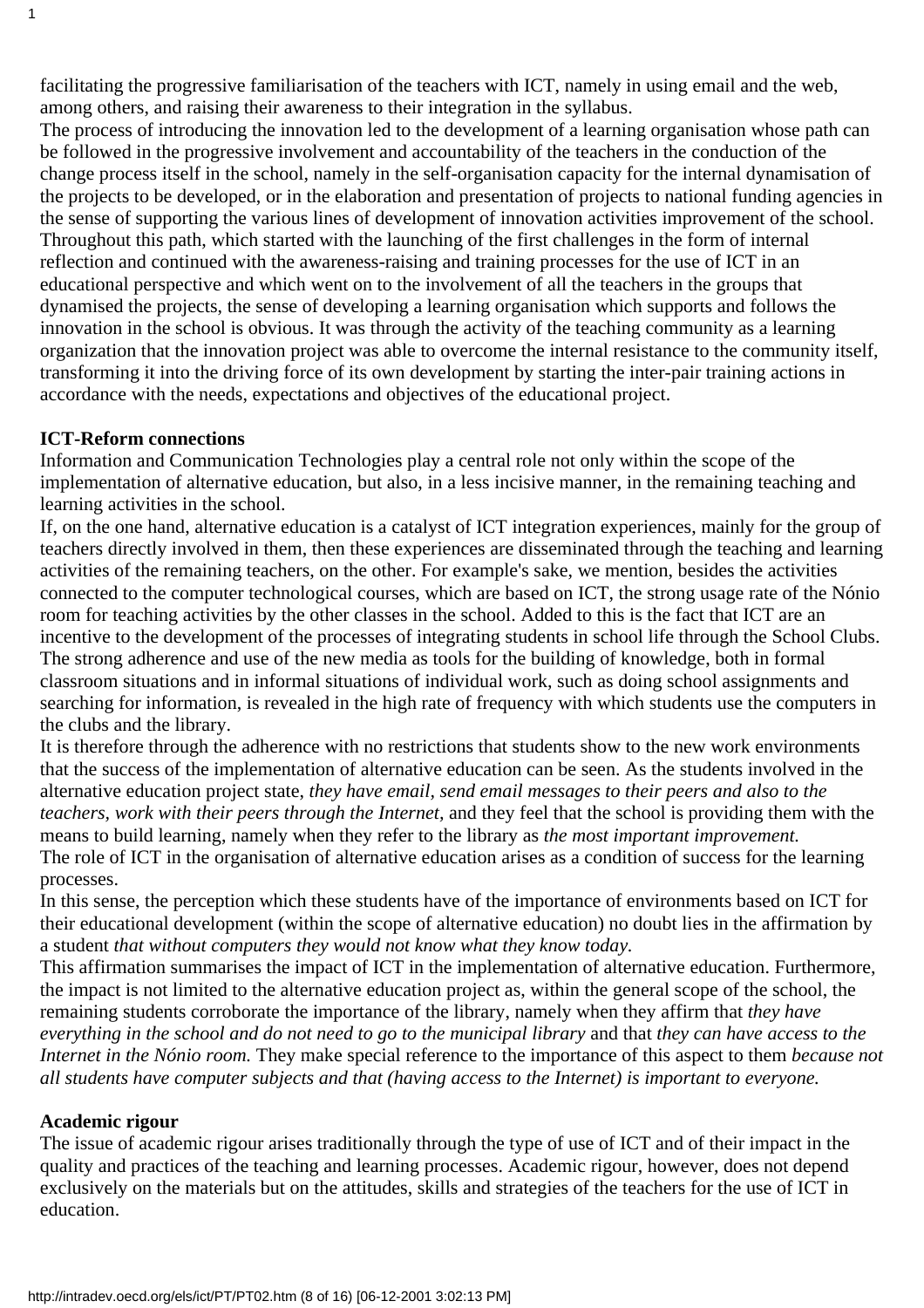facilitating the progressive familiarisation of the teachers with ICT, namely in using email and the web, among others, and raising their awareness to their integration in the syllabus.

The process of introducing the innovation led to the development of a learning organisation whose path can be followed in the progressive involvement and accountability of the teachers in the conduction of the change process itself in the school, namely in the self-organisation capacity for the internal dynamisation of the projects to be developed, or in the elaboration and presentation of projects to national funding agencies in the sense of supporting the various lines of development of innovation activities improvement of the school. Throughout this path, which started with the launching of the first challenges in the form of internal reflection and continued with the awareness-raising and training processes for the use of ICT in an educational perspective and which went on to the involvement of all the teachers in the groups that dynamised the projects, the sense of developing a learning organisation which supports and follows the innovation in the school is obvious. It was through the activity of the teaching community as a learning organization that the innovation project was able to overcome the internal resistance to the community itself, transforming it into the driving force of its own development by starting the inter-pair training actions in accordance with the needs, expectations and objectives of the educational project.

**ICT-Reform connections**

Information and Communication Technologies play a central role not only within the scope of the implementation of alternative education, but also, in a less incisive manner, in the remaining teaching and learning activities in the school.

If, on the one hand, alternative education is a catalyst of ICT integration experiences, mainly for the group of teachers directly involved in them, then these experiences are disseminated through the teaching and learning activities of the remaining teachers, on the other. For example's sake, we mention, besides the activities connected to the computer technological courses, which are based on ICT, the strong usage rate of the Nónio room for teaching activities by the other classes in the school. Added to this is the fact that ICT are an incentive to the development of the processes of integrating students in school life through the School Clubs. The strong adherence and use of the new media as tools for the building of knowledge, both in formal classroom situations and in informal situations of individual work, such as doing school assignments and searching for information, is revealed in the high rate of frequency with which students use the computers in the clubs and the library.

It is therefore through the adherence with no restrictions that students show to the new work environments that the success of the implementation of alternative education can be seen. As the students involved in the alternative education project state, *they have email, send email messages to their peers and also to the teachers, work with their peers through the Internet,* and they feel that the school is providing them with the means to build learning, namely when they refer to the library as *the most important improvement.*

The role of ICT in the organisation of alternative education arises as a condition of success for the learning processes.

In this sense, the perception which these students have of the importance of environments based on ICT for their educational development (within the scope of alternative education) no doubt lies in the affirmation by a student *that without computers they would not know what they know today.*

This affirmation summarises the impact of ICT in the implementation of alternative education. Furthermore, the impact is not limited to the alternative education project as, within the general scope of the school, the remaining students corroborate the importance of the library, namely when they affirm that *they have everything in the school and do not need to go to the municipal library* and that *they can have access to the Internet in the Nónio room.* They make special reference to the importance of this aspect to them *because not all students have computer subjects and that (having access to the Internet) is important to everyone.*

**Academic rigour**

The issue of academic rigour arises traditionally through the type of use of ICT and of their impact in the quality and practices of the teaching and learning processes. Academic rigour, however, does not depend exclusively on the materials but on the attitudes, skills and strategies of the teachers for the use of ICT in education.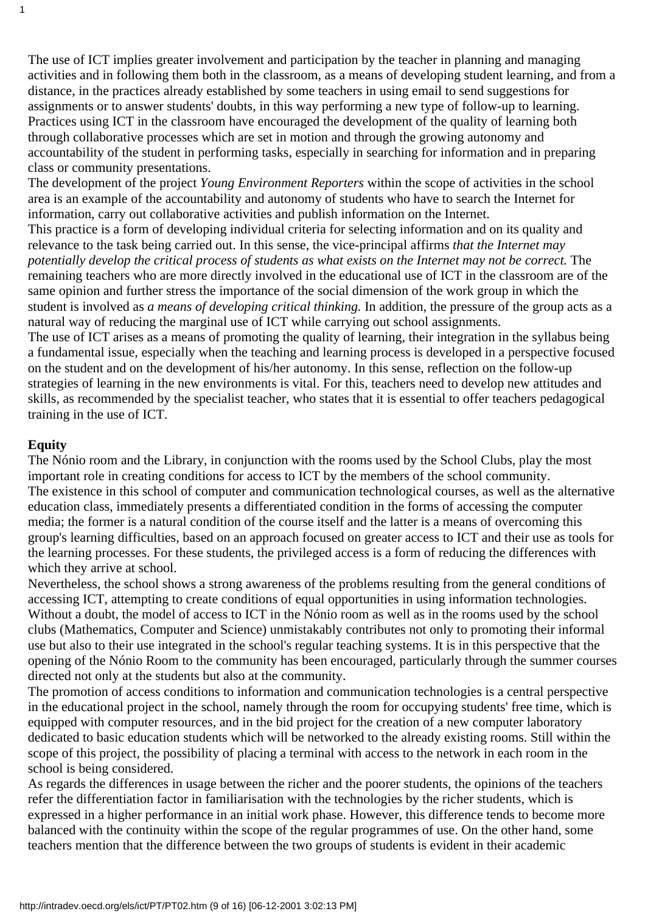The use of ICT implies greater involvement and participation by the teacher in planning and managing activities and in following them both in the classroom, as a means of developing student learning, and from a distance, in the practices already established by some teachers in using email to send suggestions for assignments or to answer students' doubts, in this way performing a new type of follow-up to learning. Practices using ICT in the classroom have encouraged the development of the quality of learning both through collaborative processes which are set in motion and through the growing autonomy and accountability of the student in performing tasks, especially in searching for information and in preparing class or community presentations.

The development of the project *Young Environment Reporters* within the scope of activities in the school area is an example of the accountability and autonomy of students who have to search the Internet for information, carry out collaborative activities and publish information on the Internet.

This practice is a form of developing individual criteria for selecting information and on its quality and relevance to the task being carried out. In this sense, the vice-principal affirms *that the Internet may potentially develop the critical process of students as what exists on the Internet may not be correct.* The remaining teachers who are more directly involved in the educational use of ICT in the classroom are of the same opinion and further stress the importance of the social dimension of the work group in which the student is involved as *a means of developing critical thinking.* In addition, the pressure of the group acts as a natural way of reducing the marginal use of ICT while carrying out school assignments.

The use of ICT arises as a means of promoting the quality of learning, their integration in the syllabus being a fundamental issue, especially when the teaching and learning process is developed in a perspective focused on the student and on the development of his/her autonomy. In this sense, reflection on the follow-up strategies of learning in the new environments is vital. For this, teachers need to develop new attitudes and skills, as recommended by the specialist teacher, who states that it is essential to offer teachers pedagogical training in the use of ICT.

**Equity**

The Nónio room and the Library, in conjunction with the rooms used by the School Clubs, play the most important role in creating conditions for access to ICT by the members of the school community.

The existence in this school of computer and communication technological courses, as well as the alternative education class, immediately presents a differentiated condition in the forms of accessing the computer media; the former is a natural condition of the course itself and the latter is a means of overcoming this group's learning difficulties, based on an approach focused on greater access to ICT and their use as tools for the learning processes. For these students, the privileged access is a form of reducing the differences with which they arrive at school.

Nevertheless, the school shows a strong awareness of the problems resulting from the general conditions of accessing ICT, attempting to create conditions of equal opportunities in using information technologies. Without a doubt, the model of access to ICT in the Nónio room as well as in the rooms used by the school clubs (Mathematics, Computer and Science) unmistakably contributes not only to promoting their informal use but also to their use integrated in the school's regular teaching systems. It is in this perspective that the opening of the Nónio Room to the community has been encouraged, particularly through the summer courses directed not only at the students but also at the community.

The promotion of access conditions to information and communication technologies is a central perspective in the educational project in the school, namely through the room for occupying students' free time, which is equipped with computer resources, and in the bid project for the creation of a new computer laboratory dedicated to basic education students which will be networked to the already existing rooms. Still within the scope of this project, the possibility of placing a terminal with access to the network in each room in the school is being considered.

As regards the differences in usage between the richer and the poorer students, the opinions of the teachers refer the differentiation factor in familiarisation with the technologies by the richer students, which is expressed in a higher performance in an initial work phase. However, this difference tends to become more balanced with the continuity within the scope of the regular programmes of use. On the other hand, some teachers mention that the difference between the two groups of students is evident in their academic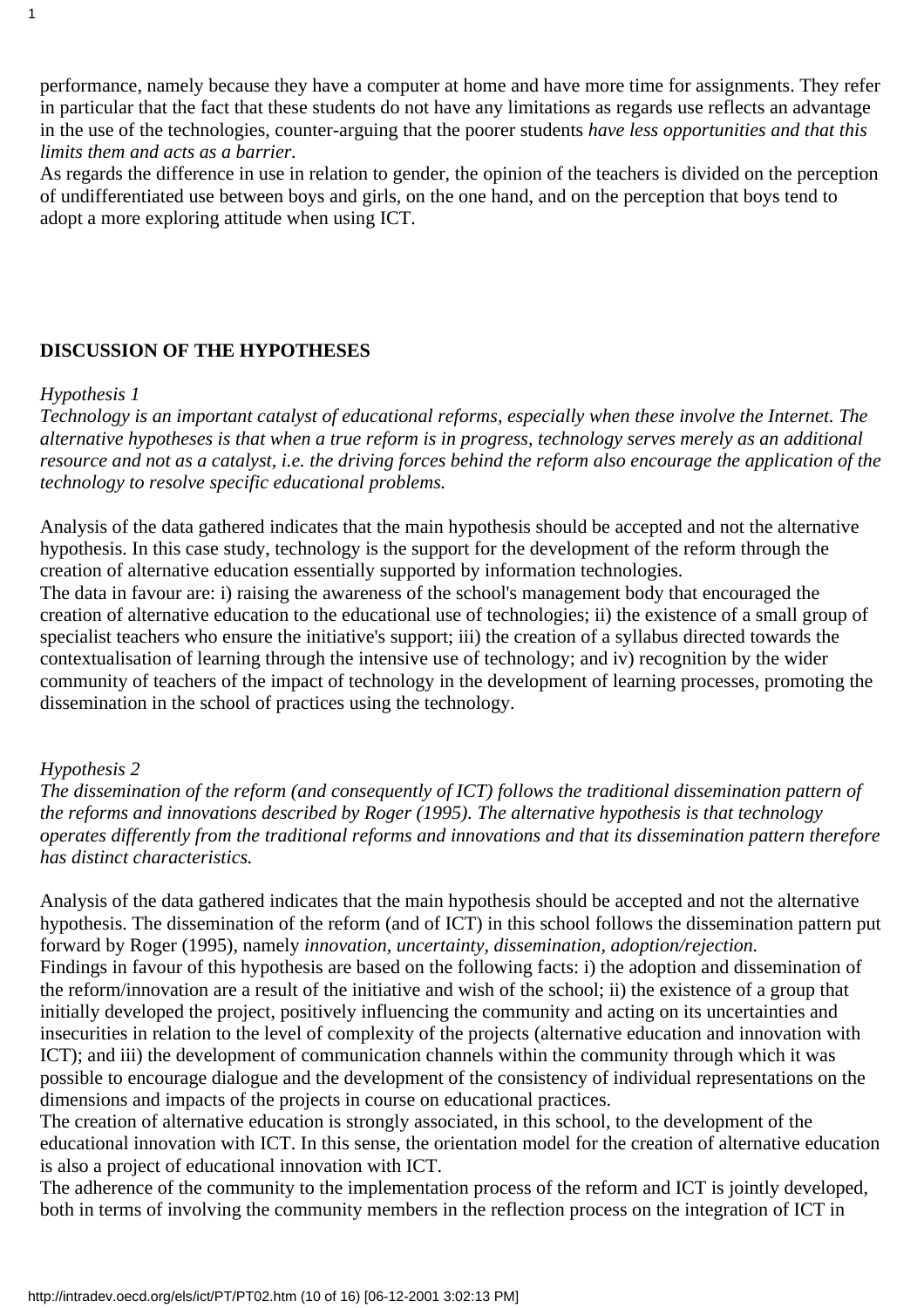performance, namely because they have a computer at home and have more time for assignments. They refer in particular that the fact that these students do not have any limitations as regards use reflects an advantage in the use of the technologies, counter-arguing that the poorer students *have less opportunities and that this limits them and acts as a barrier*.
As regards the difference in use in relation to gender, the opinion of the teachers is divided on the perception of undifferentiated use between boys and girls, on the one hand, and on the perception that boys tend to adopt a more exploring attitude when using ICT.

## DISCUSSION OF THE HYPOTHESES

*Hypothesis 1*
*Technology is an important catalyst of educational reforms, especially when these involve the Internet. The alternative hypotheses is that when a true reform is in progress, technology serves merely as an additional resource and not as a catalyst, i.e. the driving forces behind the reform also encourage the application of the technology to resolve specific educational problems.*

Analysis of the data gathered indicates that the main hypothesis should be accepted and not the alternative hypothesis. In this case study, technology is the support for the development of the reform through the creation of alternative education essentially supported by information technologies.
The data in favour are: i) raising the awareness of the school's management body that encouraged the creation of alternative education to the educational use of technologies; ii) the existence of a small group of specialist teachers who ensure the initiative's support; iii) the creation of a syllabus directed towards the contextualisation of learning through the intensive use of technology; and iv) recognition by the wider community of teachers of the impact of technology in the development of learning processes, promoting the dissemination in the school of practices using the technology.

*Hypothesis 2*
*The dissemination of the reform (and consequently of ICT) follows the traditional dissemination pattern of the reforms and innovations described by Roger (1995). The alternative hypothesis is that technology operates differently from the traditional reforms and innovations and that its dissemination pattern therefore has distinct characteristics.*

Analysis of the data gathered indicates that the main hypothesis should be accepted and not the alternative hypothesis. The dissemination of the reform (and of ICT) in this school follows the dissemination pattern put forward by Roger (1995), namely *innovation, uncertainty, dissemination, adoption/rejection*.
Findings in favour of this hypothesis are based on the following facts: i) the adoption and dissemination of the reform/innovation are a result of the initiative and wish of the school; ii) the existence of a group that initially developed the project, positively influencing the community and acting on its uncertainties and insecurities in relation to the level of complexity of the projects (alternative education and innovation with ICT); and iii) the development of communication channels within the community through which it was possible to encourage dialogue and the development of the consistency of individual representations on the dimensions and impacts of the projects in course on educational practices.
The creation of alternative education is strongly associated, in this school, to the development of the educational innovation with ICT. In this sense, the orientation model for the creation of alternative education is also a project of educational innovation with ICT.
The adherence of the community to the implementation process of the reform and ICT is jointly developed, both in terms of involving the community members in the reflection process on the integration of ICT in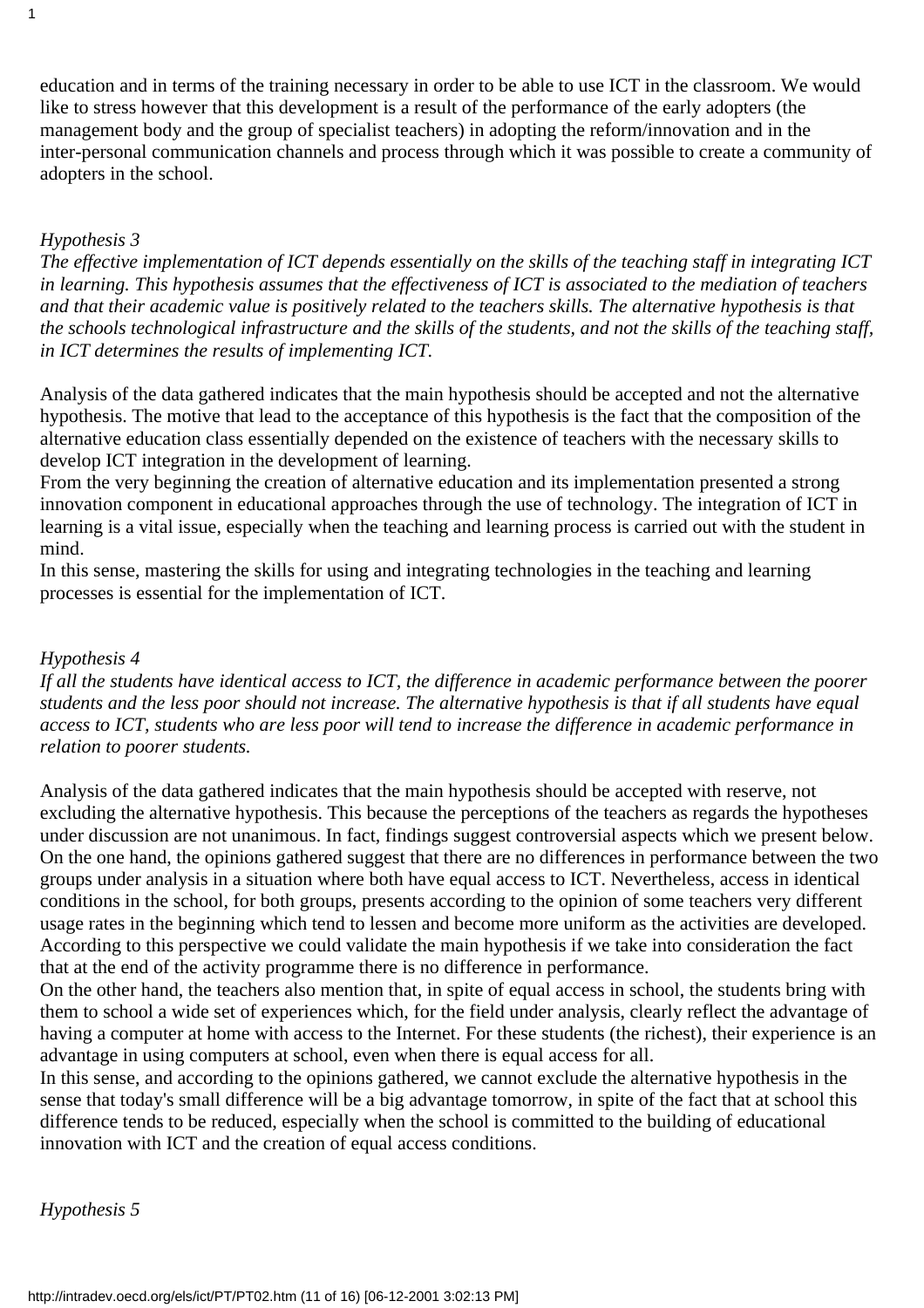education and in terms of the training necessary in order to be able to use ICT in the classroom. We would like to stress however that this development is a result of the performance of the early adopters (the management body and the group of specialist teachers) in adopting the reform/innovation and in the inter-personal communication channels and process through which it was possible to create a community of adopters in the school.

*Hypothesis 3*

*The effective implementation of ICT depends essentially on the skills of the teaching staff in integrating ICT in learning. This hypothesis assumes that the effectiveness of ICT is associated to the mediation of teachers and that their academic value is positively related to the teachers skills. The alternative hypothesis is that the schools technological infrastructure and the skills of the students, and not the skills of the teaching staff, in ICT determines the results of implementing ICT.*

Analysis of the data gathered indicates that the main hypothesis should be accepted and not the alternative hypothesis. The motive that lead to the acceptance of this hypothesis is the fact that the composition of the alternative education class essentially depended on the existence of teachers with the necessary skills to develop ICT integration in the development of learning.

From the very beginning the creation of alternative education and its implementation presented a strong innovation component in educational approaches through the use of technology. The integration of ICT in learning is a vital issue, especially when the teaching and learning process is carried out with the student in mind.

In this sense, mastering the skills for using and integrating technologies in the teaching and learning processes is essential for the implementation of ICT.

*Hypothesis 4*

*If all the students have identical access to ICT, the difference in academic performance between the poorer students and the less poor should not increase. The alternative hypothesis is that if all students have equal access to ICT, students who are less poor will tend to increase the difference in academic performance in relation to poorer students.*

Analysis of the data gathered indicates that the main hypothesis should be accepted with reserve, not excluding the alternative hypothesis. This because the perceptions of the teachers as regards the hypotheses under discussion are not unanimous. In fact, findings suggest controversial aspects which we present below.

On the one hand, the opinions gathered suggest that there are no differences in performance between the two groups under analysis in a situation where both have equal access to ICT. Nevertheless, access in identical conditions in the school, for both groups, presents according to the opinion of some teachers very different usage rates in the beginning which tend to lessen and become more uniform as the activities are developed. According to this perspective we could validate the main hypothesis if we take into consideration the fact that at the end of the activity programme there is no difference in performance.

On the other hand, the teachers also mention that, in spite of equal access in school, the students bring with them to school a wide set of experiences which, for the field under analysis, clearly reflect the advantage of having a computer at home with access to the Internet. For these students (the richest), their experience is an advantage in using computers at school, even when there is equal access for all.

In this sense, and according to the opinions gathered, we cannot exclude the alternative hypothesis in the sense that today's small difference will be a big advantage tomorrow, in spite of the fact that at school this difference tends to be reduced, especially when the school is committed to the building of educational innovation with ICT and the creation of equal access conditions.

*Hypothesis 5*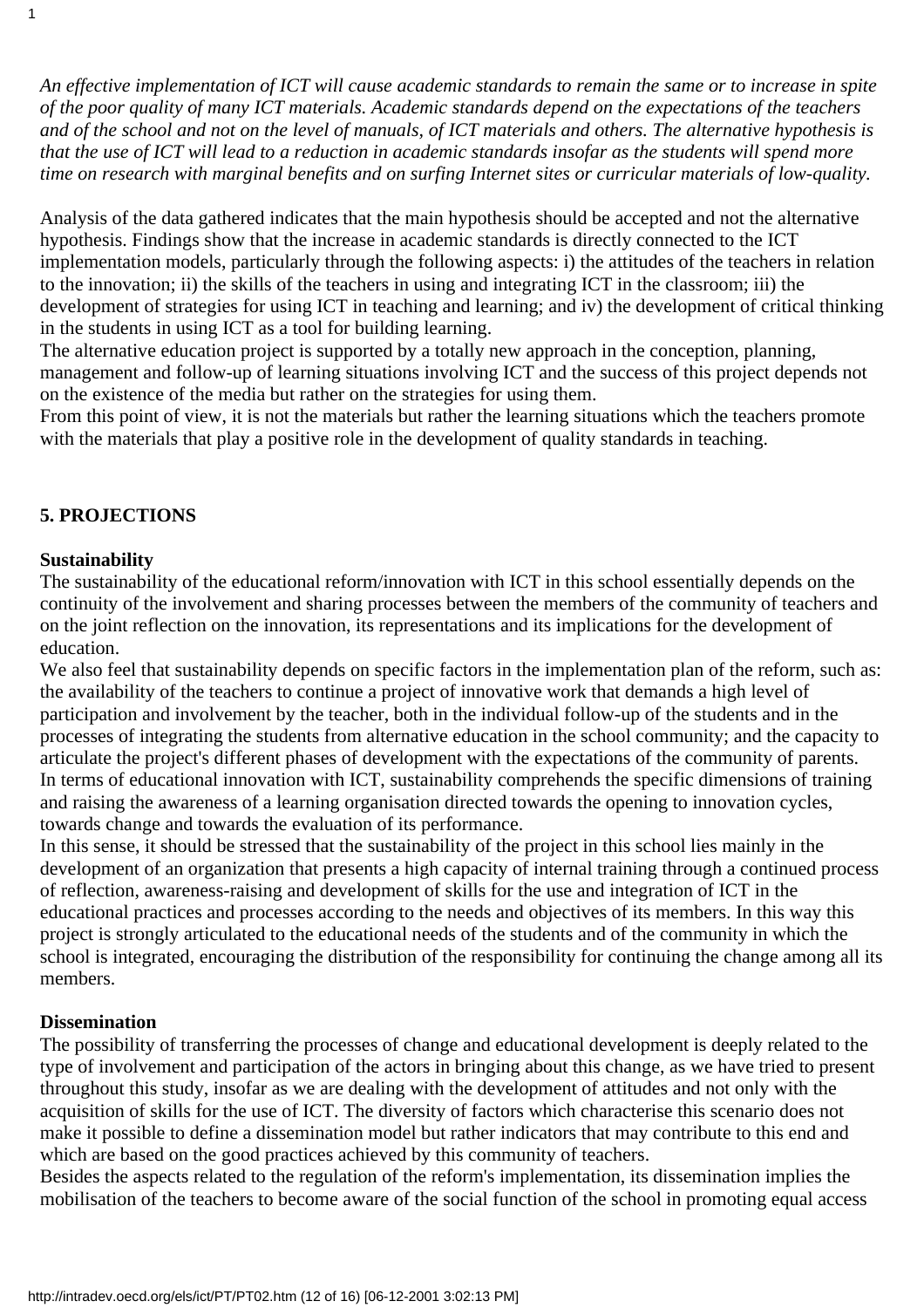*An effective implementation of ICT will cause academic standards to remain the same or to increase in spite of the poor quality of many ICT materials. Academic standards depend on the expectations of the teachers and of the school and not on the level of manuals, of ICT materials and others. The alternative hypothesis is that the use of ICT will lead to a reduction in academic standards insofar as the students will spend more time on research with marginal benefits and on surfing Internet sites or curricular materials of low-quality.*

Analysis of the data gathered indicates that the main hypothesis should be accepted and not the alternative hypothesis. Findings show that the increase in academic standards is directly connected to the ICT implementation models, particularly through the following aspects: i) the attitudes of the teachers in relation to the innovation; ii) the skills of the teachers in using and integrating ICT in the classroom; iii) the development of strategies for using ICT in teaching and learning; and iv) the development of critical thinking in the students in using ICT as a tool for building learning.

The alternative education project is supported by a totally new approach in the conception, planning, management and follow-up of learning situations involving ICT and the success of this project depends not on the existence of the media but rather on the strategies for using them.

From this point of view, it is not the materials but rather the learning situations which the teachers promote with the materials that play a positive role in the development of quality standards in teaching.

## 5. PROJECTIONS

### Sustainability

The sustainability of the educational reform/innovation with ICT in this school essentially depends on the continuity of the involvement and sharing processes between the members of the community of teachers and on the joint reflection on the innovation, its representations and its implications for the development of education.

We also feel that sustainability depends on specific factors in the implementation plan of the reform, such as: the availability of the teachers to continue a project of innovative work that demands a high level of participation and involvement by the teacher, both in the individual follow-up of the students and in the processes of integrating the students from alternative education in the school community; and the capacity to articulate the project's different phases of development with the expectations of the community of parents.

In terms of educational innovation with ICT, sustainability comprehends the specific dimensions of training and raising the awareness of a learning organisation directed towards the opening to innovation cycles, towards change and towards the evaluation of its performance.

In this sense, it should be stressed that the sustainability of the project in this school lies mainly in the development of an organization that presents a high capacity of internal training through a continued process of reflection, awareness-raising and development of skills for the use and integration of ICT in the educational practices and processes according to the needs and objectives of its members. In this way this project is strongly articulated to the educational needs of the students and of the community in which the school is integrated, encouraging the distribution of the responsibility for continuing the change among all its members.

### Dissemination

The possibility of transferring the processes of change and educational development is deeply related to the type of involvement and participation of the actors in bringing about this change, as we have tried to present throughout this study, insofar as we are dealing with the development of attitudes and not only with the acquisition of skills for the use of ICT. The diversity of factors which characterise this scenario does not make it possible to define a dissemination model but rather indicators that may contribute to this end and which are based on the good practices achieved by this community of teachers.

Besides the aspects related to the regulation of the reform's implementation, its dissemination implies the mobilisation of the teachers to become aware of the social function of the school in promoting equal access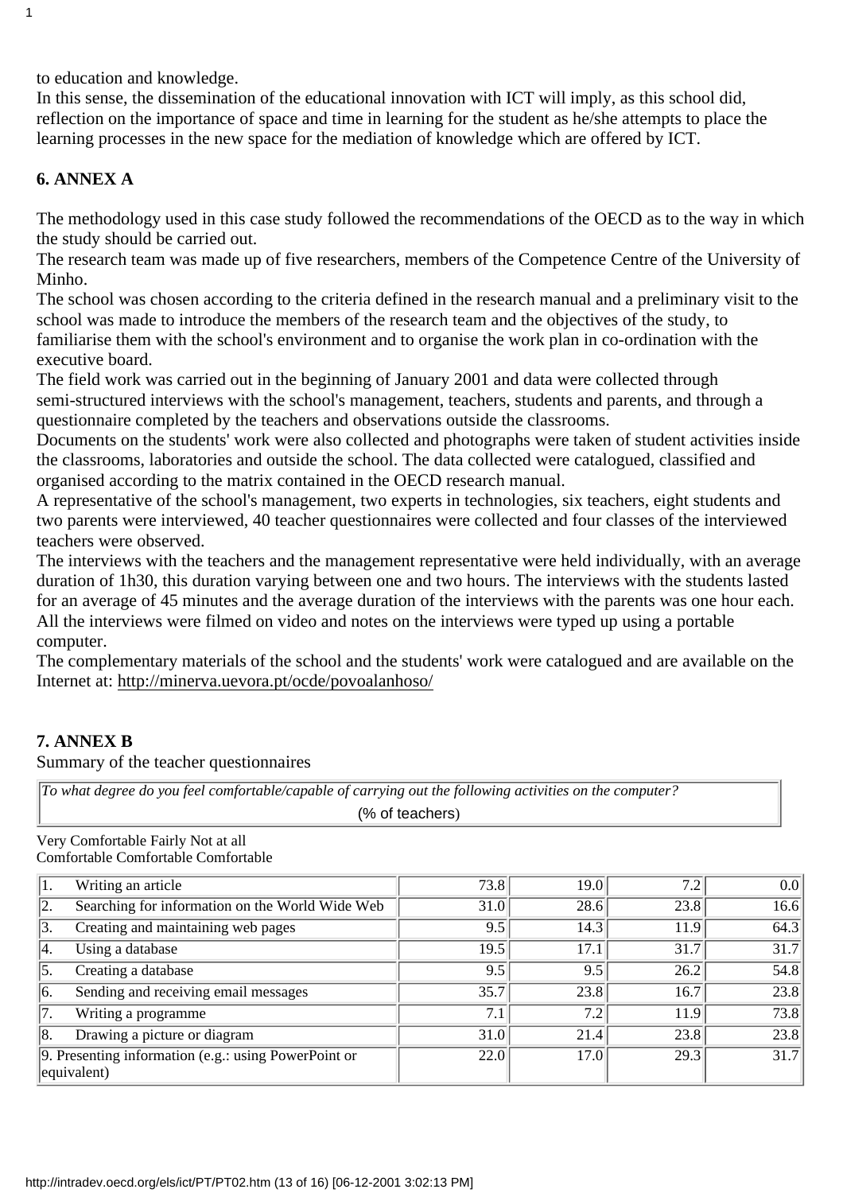to education and knowledge.

In this sense, the dissemination of the educational innovation with ICT will imply, as this school did, reflection on the importance of space and time in learning for the student as he/she attempts to place the learning processes in the new space for the mediation of knowledge which are offered by ICT.

## 6. ANNEX A

The methodology used in this case study followed the recommendations of the OECD as to the way in which the study should be carried out.

The research team was made up of five researchers, members of the Competence Centre of the University of Minho.

The school was chosen according to the criteria defined in the research manual and a preliminary visit to the school was made to introduce the members of the research team and the objectives of the study, to familiarise them with the school's environment and to organise the work plan in co-ordination with the executive board.

The field work was carried out in the beginning of January 2001 and data were collected through semi-structured interviews with the school's management, teachers, students and parents, and through a questionnaire completed by the teachers and observations outside the classrooms.

Documents on the students' work were also collected and photographs were taken of student activities inside the classrooms, laboratories and outside the school. The data collected were catalogued, classified and organised according to the matrix contained in the OECD research manual.

A representative of the school's management, two experts in technologies, six teachers, eight students and two parents were interviewed, 40 teacher questionnaires were collected and four classes of the interviewed teachers were observed.

The interviews with the teachers and the management representative were held individually, with an average duration of 1h30, this duration varying between one and two hours. The interviews with the students lasted for an average of 45 minutes and the average duration of the interviews with the parents was one hour each. All the interviews were filmed on video and notes on the interviews were typed up using a portable computer.

The complementary materials of the school and the students' work were catalogued and are available on the Internet at: http://minerva.uevora.pt/ocde/povoalanhoso/

## 7. ANNEX B

Summary of the teacher questionnaires

*To what degree do you feel comfortable/capable of carrying out the following activities on the computer?*

(% of teachers)

| | Very Comfortable | Comfortable | Fairly Comfortable | Not at all Comfortable |
|---|---|---|---|---|
| 1. Writing an article | 73.8 | 19.0 | 7.2 | 0.0 |
| 2. Searching for information on the World Wide Web | 31.0 | 28.6 | 23.8 | 16.6 |
| 3. Creating and maintaining web pages | 9.5 | 14.3 | 11.9 | 64.3 |
| 4. Using a database | 19.5 | 17.1 | 31.7 | 31.7 |
| 5. Creating a database | 9.5 | 9.5 | 26.2 | 54.8 |
| 6. Sending and receiving email messages | 35.7 | 23.8 | 16.7 | 23.8 |
| 7. Writing a programme | 7.1 | 7.2 | 11.9 | 73.8 |
| 8. Drawing a picture or diagram | 31.0 | 21.4 | 23.8 | 23.8 |
| 9. Presenting information (e.g.: using PowerPoint or equivalent) | 22.0 | 17.0 | 29.3 | 31.7 |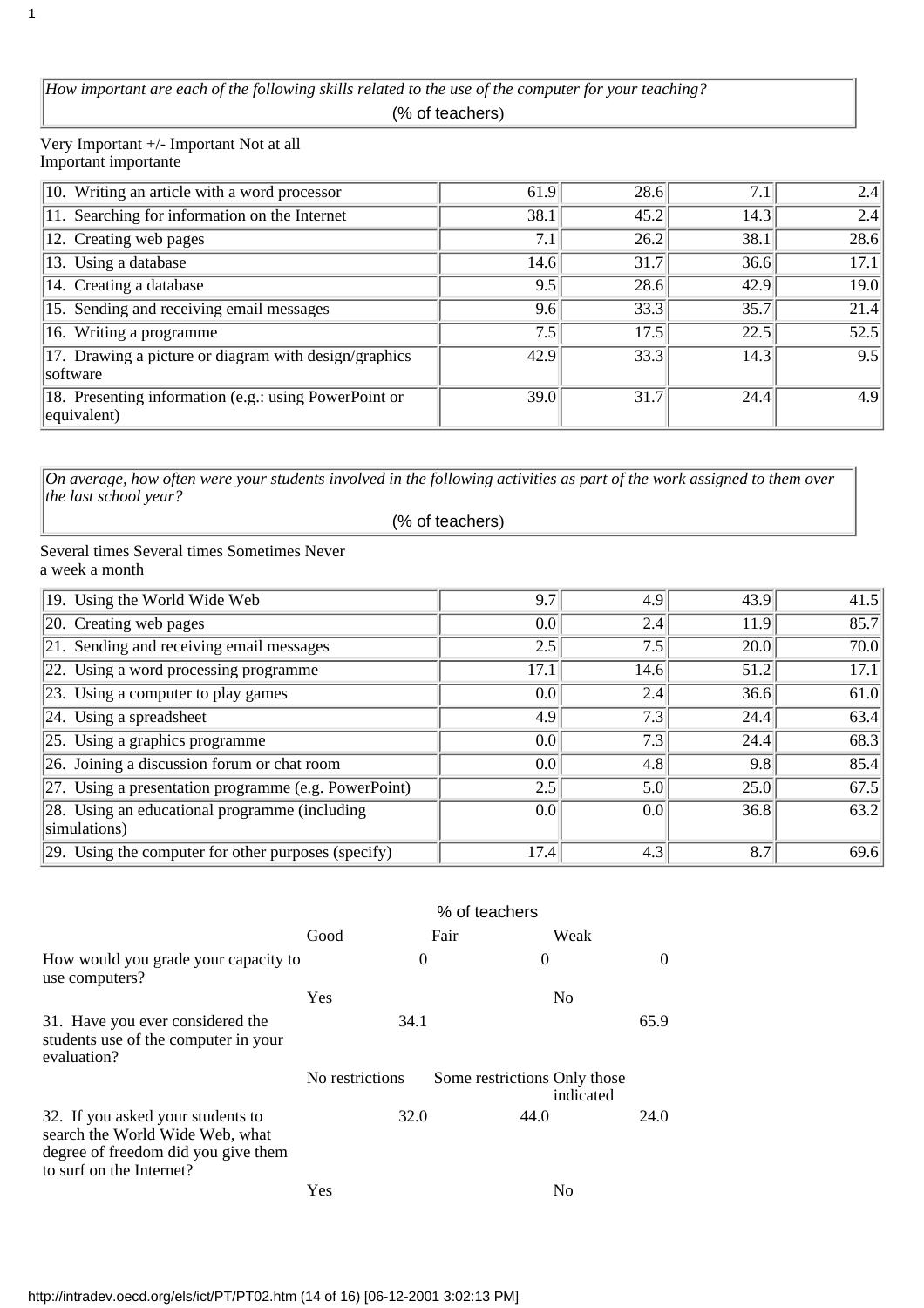*How important are each of the following skills related to the use of the computer for your teaching?*

(% of teachers)

| | Very Important | +/- Important | Not at all Important | importante |
|---|---|---|---|---|
| 10. Writing an article with a word processor | 61.9 | 28.6 | 7.1 | 2.4 |
| 11. Searching for information on the Internet | 38.1 | 45.2 | 14.3 | 2.4 |
| 12. Creating web pages | 7.1 | 26.2 | 38.1 | 28.6 |
| 13. Using a database | 14.6 | 31.7 | 36.6 | 17.1 |
| 14. Creating a database | 9.5 | 28.6 | 42.9 | 19.0 |
| 15. Sending and receiving email messages | 9.6 | 33.3 | 35.7 | 21.4 |
| 16. Writing a programme | 7.5 | 17.5 | 22.5 | 52.5 |
| 17. Drawing a picture or diagram with design/graphics software | 42.9 | 33.3 | 14.3 | 9.5 |
| 18. Presenting information (e.g.: using PowerPoint or equivalent) | 39.0 | 31.7 | 24.4 | 4.9 |

*On average, how often were your students involved in the following activities as part of the work assigned to them over the last school year?*

(% of teachers)

| | Several times a week | Several times a month | Sometimes | Never |
|---|---|---|---|---|
| 19. Using the World Wide Web | 9.7 | 4.9 | 43.9 | 41.5 |
| 20. Creating web pages | 0.0 | 2.4 | 11.9 | 85.7 |
| 21. Sending and receiving email messages | 2.5 | 7.5 | 20.0 | 70.0 |
| 22. Using a word processing programme | 17.1 | 14.6 | 51.2 | 17.1 |
| 23. Using a computer to play games | 0.0 | 2.4 | 36.6 | 61.0 |
| 24. Using a spreadsheet | 4.9 | 7.3 | 24.4 | 63.4 |
| 25. Using a graphics programme | 0.0 | 7.3 | 24.4 | 68.3 |
| 26. Joining a discussion forum or chat room | 0.0 | 4.8 | 9.8 | 85.4 |
| 27. Using a presentation programme (e.g. PowerPoint) | 2.5 | 5.0 | 25.0 | 67.5 |
| 28. Using an educational programme (including simulations) | 0.0 | 0.0 | 36.8 | 63.2 |
| 29. Using the computer for other purposes (specify) | 17.4 | 4.3 | 8.7 | 69.6 |

% of teachers

| | Good | Fair | Weak |
|---|---|---|---|
| How would you grade your capacity to use computers? | 0 | 0 | 0 |
| | **Yes** | | **No** |
| 31. Have you ever considered the students use of the computer in your evaluation? | 34.1 | | 65.9 |
| | **No restrictions** | **Some restrictions** | **Only those indicated** |
| 32. If you asked your students to search the World Wide Web, what degree of freedom did you give them to surf on the Internet? | 32.0 | 44.0 | 24.0 |
| | **Yes** | | **No** |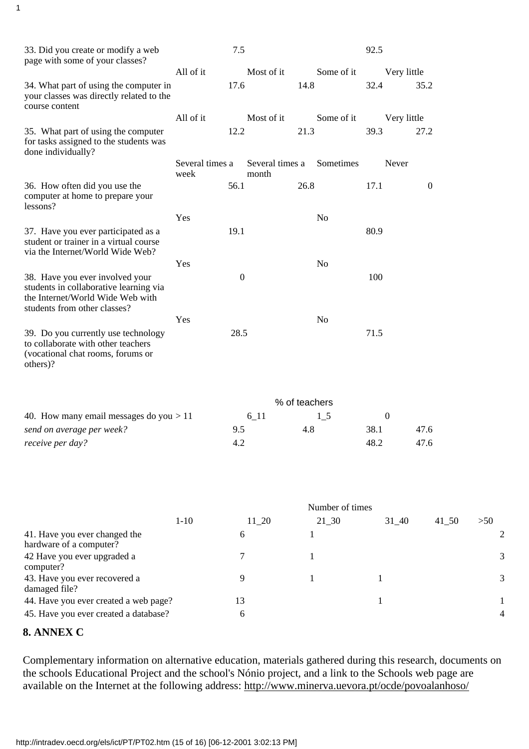| | | | | |
|---|---|---|---|---|
| 33. Did you create or modify a web page with some of your classes? | 7.5 | | 92.5 | |
| | All of it | Most of it | Some of it | Very little |
| 34. What part of using the computer in your classes was directly related to the course content | 17.6 | 14.8 | 32.4 | 35.2 |
| | All of it | Most of it | Some of it | Very little |
| 35. What part of using the computer for tasks assigned to the students was done individually? | 12.2 | 21.3 | 39.3 | 27.2 |
| | Several times a week | Several times a month | Sometimes | Never |
| 36. How often did you use the computer at home to prepare your lessons? | 56.1 | 26.8 | 17.1 | 0 |
| | Yes | | No | |
| 37. Have you ever participated as a student or trainer in a virtual course via the Internet/World Wide Web? | 19.1 | | 80.9 | |
| | Yes | | No | |
| 38. Have you ever involved your students in collaborative learning via the Internet/World Wide Web with students from other classes? | 0 | | 100 | |
| | Yes | | No | |
| 39. Do you currently use technology to collaborate with other teachers (vocational chat rooms, forums or others)? | 28.5 | | 71.5 | |

| | % of teachers | | | |
|---|---|---|---|---|
| 40. How many email messages do you | > 11 | 6_11 | 1_5 | 0 |
| *send on average per week?* | 9.5 | 4.8 | 38.1 | 47.6 |
| *receive per day?* | 4.2 | | 48.2 | 47.6 |

| | Number of times | | | | | |
|---|---|---|---|---|---|---|
| | 1-10 | 11_20 | 21_30 | 31_40 | 41_50 | >50 |
| 41. Have you ever changed the hardware of a computer? | 6 | 1 | | | | 2 |
| 42 Have you ever upgraded a computer? | 7 | 1 | | | | 3 |
| 43. Have you ever recovered a damaged file? | 9 | 1 | 1 | | | 3 |
| 44. Have you ever created a web page? | 13 | | 1 | | | 1 |
| 45. Have you ever created a database? | 6 | | | | | 4 |

## 8. ANNEX C

Complementary information on alternative education, materials gathered during this research, documents on the schools Educational Project and the school's Nónio project, and a link to the Schools web page are available on the Internet at the following address: http://www.minerva.uevora.pt/ocde/povoalanhoso/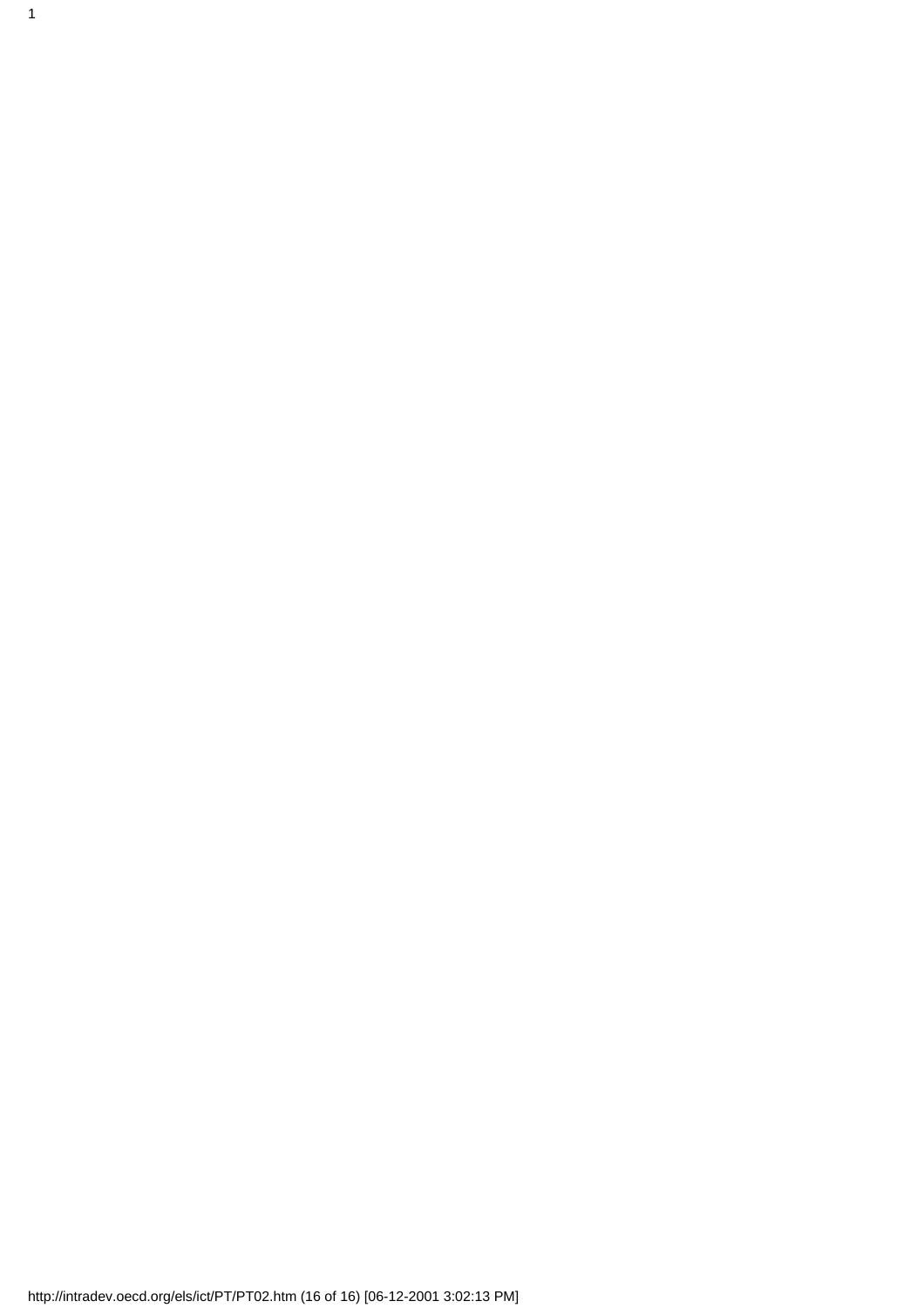1